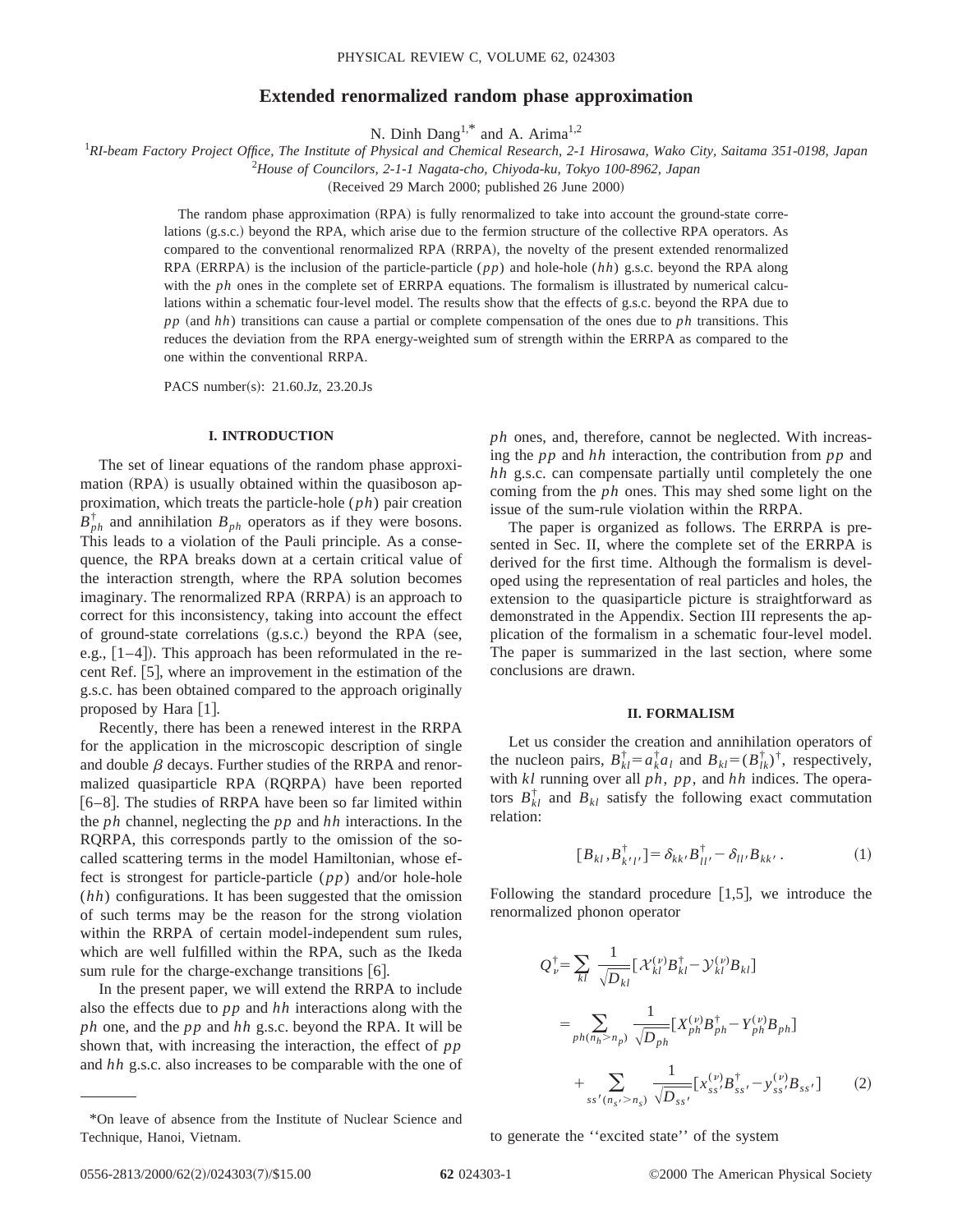# Extended renormalized random phase approximation

N. Dinh Dang[1,*] and A. Arima[1,2]

[1]*RI-beam Factory Project Office, The Institute of Physical and Chemical Research, 2-1 Hirosawa, Wako City, Saitama 351-0198, Japan*

[2]*House of Councilors, 2-1-1 Nagata-cho, Chiyoda-ku, Tokyo 100-8962, Japan*

(Received 29 March 2000; published 26 June 2000)

The random phase approximation (RPA) is fully renormalized to take into account the ground-state correlations (g.s.c.) beyond the RPA, which arise due to the fermion structure of the collective RPA operators. As compared to the conventional renormalized RPA (RRPA), the novelty of the present extended renormalized RPA (ERRPA) is the inclusion of the particle-particle ($pp$) and hole-hole ($hh$) g.s.c. beyond the RPA along with the $ph$ ones in the complete set of ERRPA equations. The formalism is illustrated by numerical calculations within a schematic four-level model. The results show that the effects of g.s.c. beyond the RPA due to $pp$ (and $hh$) transitions can cause a partial or complete compensation of the ones due to $ph$ transitions. This reduces the deviation from the RPA energy-weighted sum of strength within the ERRPA as compared to the one within the conventional RRPA.

PACS number(s): 21.60.Jz, 23.20.Js

## I. INTRODUCTION

The set of linear equations of the random phase approximation (RPA) is usually obtained within the quasiboson approximation, which treats the particle-hole ($ph$) pair creation $B_{ph}^{\dagger}$ and annihilation $B_{ph}$ operators as if they were bosons. This leads to a violation of the Pauli principle. As a consequence, the RPA breaks down at a certain critical value of the interaction strength, where the RPA solution becomes imaginary. The renormalized RPA (RRPA) is an approach to correct for this inconsistency, taking into account the effect of ground-state correlations (g.s.c.) beyond the RPA (see, e.g., [1–4]). This approach has been reformulated in the recent Ref. [5], where an improvement in the estimation of the g.s.c. has been obtained compared to the approach originally proposed by Hara [1].

Recently, there has been a renewed interest in the RRPA for the application in the microscopic description of single and double $\beta$ decays. Further studies of the RRPA and renormalized quasiparticle RPA (RQRPA) have been reported [6–8]. The studies of RRPA have been so far limited within the $ph$ channel, neglecting the $pp$ and $hh$ interactions. In the RQRPA, this corresponds partly to the omission of the so-called scattering terms in the model Hamiltonian, whose effect is strongest for particle-particle ($pp$) and/or hole-hole ($hh$) configurations. It has been suggested that the omission of such terms may be the reason for the strong violation within the RRPA of certain model-independent sum rules, which are well fulfilled within the RPA, such as the Ikeda sum rule for the charge-exchange transitions [6].

In the present paper, we will extend the RRPA to include also the effects due to $pp$ and $hh$ interactions along with the $ph$ one, and the $pp$ and $hh$ g.s.c. beyond the RPA. It will be shown that, with increasing the interaction, the effect of $pp$ and $hh$ g.s.c. also increases to be comparable with the one of $ph$ ones, and, therefore, cannot be neglected. With increasing the $pp$ and $hh$ interaction, the contribution from $pp$ and $hh$ g.s.c. can compensate partially until completely the one coming from the $ph$ ones. This may shed some light on the issue of the sum-rule violation within the RRPA.

The paper is organized as follows. The ERRPA is presented in Sec. II, where the complete set of the ERRPA is derived for the first time. Although the formalism is developed using the representation of real particles and holes, the extension to the quasiparticle picture is straightforward as demonstrated in the Appendix. Section III represents the application of the formalism in a schematic four-level model. The paper is summarized in the last section, where some conclusions are drawn.

## II. FORMALISM

Let us consider the creation and annihilation operators of the nucleon pairs, $B_{kl}^{\dagger}=a_k^{\dagger}a_l$ and $B_{kl}=(B_{lk}^{\dagger})^{\dagger}$, respectively, with $kl$ running over all $ph$, $pp$, and $hh$ indices. The operators $B_{kl}^{\dagger}$ and $B_{kl}$ satisfy the following exact commutation relation:

$$[B_{kl},B_{k'l'}^{\dagger}]=\delta_{kk'}B_{ll'}^{\dagger}-\delta_{ll'}B_{kk'}\,. \tag{1}$$

Following the standard procedure [1,5], we introduce the renormalized phonon operator

$$\begin{aligned}Q_{\nu}^{\dagger}&=\sum_{kl}\frac{1}{\sqrt{D_{kl}}}[\mathcal{X}_{kl}^{(\nu)}B_{kl}^{\dagger}-\mathcal{Y}_{kl}^{(\nu)}B_{kl}]\\&=\sum_{ph(n_h>n_p)}\frac{1}{\sqrt{D_{ph}}}[X_{ph}^{(\nu)}B_{ph}^{\dagger}-Y_{ph}^{(\nu)}B_{ph}]\\&\quad+\sum_{ss'(n_{s'}>n_s)}\frac{1}{\sqrt{D_{ss'}}}[x_{ss'}^{(\nu)}B_{ss'}^{\dagger}-y_{ss'}^{(\nu)}B_{ss'}]\end{aligned} \tag{2}$$

to generate the ''excited state'' of the system

---

*On leave of absence from the Institute of Nuclear Science and Technique, Hanoi, Vietnam.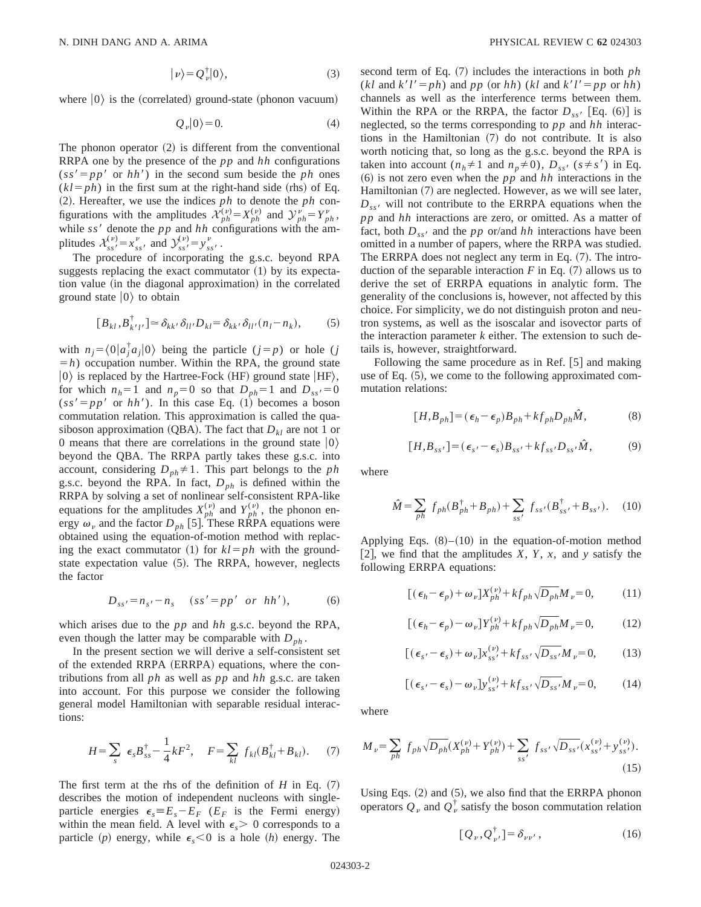$$|\nu\rangle = Q_\nu^\dagger|0\rangle, \tag{3}$$

where $|0\rangle$ is the (correlated) ground-state (phonon vacuum)

$$Q_\nu|0\rangle = 0. \tag{4}$$

The phonon operator (2) is different from the conventional RRPA one by the presence of the $pp$ and $hh$ configurations ($ss'=pp'$ or $hh'$) in the second sum beside the $ph$ ones ($kl=ph$) in the first sum at the right-hand side (rhs) of Eq. (2). Hereafter, we use the indices $ph$ to denote the $ph$ configurations with the amplitudes $\mathcal{X}_{ph}^{(\nu)} = X_{ph}^{(\nu)}$ and $\mathcal{Y}_{ph}^{\nu} = Y_{ph}^{\nu}$, while $ss'$ denote the $pp$ and $hh$ configurations with the amplitudes $\mathcal{X}_{ss'}^{(\nu)} = x_{ss'}^{\nu}$ and $\mathcal{Y}_{ss'}^{(\nu)} = y_{ss'}^{\nu}$.

The procedure of incorporating the g.s.c. beyond RPA suggests replacing the exact commutator (1) by its expectation value (in the diagonal approximation) in the correlated ground state $|0\rangle$ to obtain

$$[B_{kl}, B_{k'l'}^\dagger] \simeq \delta_{kk'}\delta_{ll'}D_{kl} = \delta_{kk'}\delta_{ll'}(n_l - n_k), \tag{5}$$

with $n_j = \langle 0|a_j^\dagger a_j|0\rangle$ being the particle ($j=p$) or hole ($j=h$) occupation number. Within the RPA, the ground state $|0\rangle$ is replaced by the Hartree-Fock (HF) ground state $|\mathrm{HF}\rangle$, for which $n_h=1$ and $n_p=0$ so that $D_{ph}=1$ and $D_{ss'}=0$ ($ss'=pp'$ or $hh'$). In this case Eq. (1) becomes a boson commutation relation. This approximation is called the quasiboson approximation (QBA). The fact that $D_{kl}$ are not 1 or 0 means that there are correlations in the ground state $|0\rangle$ beyond the QBA. The RRPA partly takes these g.s.c. into account, considering $D_{ph}\neq 1$. This part belongs to the $ph$ g.s.c. beyond the RPA. In fact, $D_{ph}$ is defined within the RRPA by solving a set of nonlinear self-consistent RPA-like equations for the amplitudes $X_{ph}^{(\nu)}$ and $Y_{ph}^{(\nu)}$, the phonon energy $\omega_\nu$ and the factor $D_{ph}$ [5]. These RRPA equations were obtained using the equation-of-motion method with replacing the exact commutator (1) for $kl=ph$ with the ground-state expectation value (5). The RRPA, however, neglects the factor

$$D_{ss'} = n_{s'} - n_s \quad (ss'=pp' \;\; or \;\; hh'), \tag{6}$$

which arises due to the $pp$ and $hh$ g.s.c. beyond the RPA, even though the latter may be comparable with $D_{ph}$.

In the present section we will derive a self-consistent set of the extended RRPA (ERRPA) equations, where the contributions from all $ph$ as well as $pp$ and $hh$ g.s.c. are taken into account. For this purpose we consider the following general model Hamiltonian with separable residual interactions:

$$H = \sum_s \epsilon_s B_{ss}^\dagger - \frac{1}{4}kF^2, \quad F = \sum_{kl} f_{kl}(B_{kl}^\dagger + B_{kl}). \tag{7}$$

The first term at the rhs of the definition of $H$ in Eq. (7) describes the motion of independent nucleons with single-particle energies $\epsilon_s \equiv E_s - E_F$ ($E_F$ is the Fermi energy) within the mean field. A level with $\epsilon_s > 0$ corresponds to a particle ($p$) energy, while $\epsilon_s < 0$ is a hole ($h$) energy. The second term of Eq. (7) includes the interactions in both $ph$ ($kl$ and $k'l'=ph$) and $pp$ (or $hh$) ($kl$ and $k'l'=pp$ or $hh$) channels as well as the interference terms between them. Within the RPA or the RRPA, the factor $D_{ss'}$ [Eq. (6)] is neglected, so the terms corresponding to $pp$ and $hh$ interactions in the Hamiltonian (7) do not contribute. It is also worth noticing that, so long as the g.s.c. beyond the RPA is taken into account ($n_h\neq 1$ and $n_p\neq 0$), $D_{ss'}$ ($s\neq s'$) in Eq. (6) is not zero even when the $pp$ and $hh$ interactions in the Hamiltonian (7) are neglected. However, as we will see later, $D_{ss'}$ will not contribute to the ERRPA equations when the $pp$ and $hh$ interactions are zero, or omitted. As a matter of fact, both $D_{ss'}$ and the $pp$ or/and $hh$ interactions have been omitted in a number of papers, where the RRPA was studied. The ERRPA does not neglect any term in Eq. (7). The introduction of the separable interaction $F$ in Eq. (7) allows us to derive the set of ERRPA equations in analytic form. The generality of the conclusions is, however, not affected by this choice. For simplicity, we do not distinguish proton and neutron systems, as well as the isoscalar and isovector parts of the interaction parameter $k$ either. The extension to such details is, however, straightforward.

Following the same procedure as in Ref. [5] and making use of Eq. (5), we come to the following approximated commutation relations:

$$[H, B_{ph}] = (\epsilon_h - \epsilon_p)B_{ph} + kf_{ph}D_{ph}\hat{M}, \tag{8}$$

$$[H, B_{ss'}] = (\epsilon_{s'} - \epsilon_s)B_{ss'} + kf_{ss'}D_{ss'}\hat{M}, \tag{9}$$

where

$$\hat{M} = \sum_{ph} f_{ph}(B_{ph}^\dagger + B_{ph}) + \sum_{ss'} f_{ss'}(B_{ss'}^\dagger + B_{ss'}). \tag{10}$$

Applying Eqs. (8)–(10) in the equation-of-motion method [2], we find that the amplitudes $X$, $Y$, $x$, and $y$ satisfy the following ERRPA equations:

$$[(\epsilon_h - \epsilon_p) + \omega_\nu]X_{ph}^{(\nu)} + kf_{ph}\sqrt{D_{ph}}M_\nu = 0, \tag{11}$$

$$[(\epsilon_h - \epsilon_p) - \omega_\nu]Y_{ph}^{(\nu)} + kf_{ph}\sqrt{D_{ph}}M_\nu = 0, \tag{12}$$

$$[(\epsilon_{s'} - \epsilon_s) + \omega_\nu]x_{ss'}^{(\nu)} + kf_{ss'}\sqrt{D_{ss'}}M_\nu = 0, \tag{13}$$

$$[(\epsilon_{s'} - \epsilon_s) - \omega_\nu]y_{ss'}^{(\nu)} + kf_{ss'}\sqrt{D_{ss'}}M_\nu = 0, \tag{14}$$

where

$$M_\nu = \sum_{ph} f_{ph}\sqrt{D_{ph}}(X_{ph}^{(\nu)} + Y_{ph}^{(\nu)}) + \sum_{ss'} f_{ss'}\sqrt{D_{ss'}}(x_{ss'}^{(\nu)} + y_{ss'}^{(\nu)}). \tag{15}$$

Using Eqs. (2) and (5), we also find that the ERRPA phonon operators $Q_\nu$ and $Q_\nu^\dagger$ satisfy the boson commutation relation

$$[Q_\nu, Q_{\nu'}^\dagger] = \delta_{\nu\nu'}, \tag{16}$$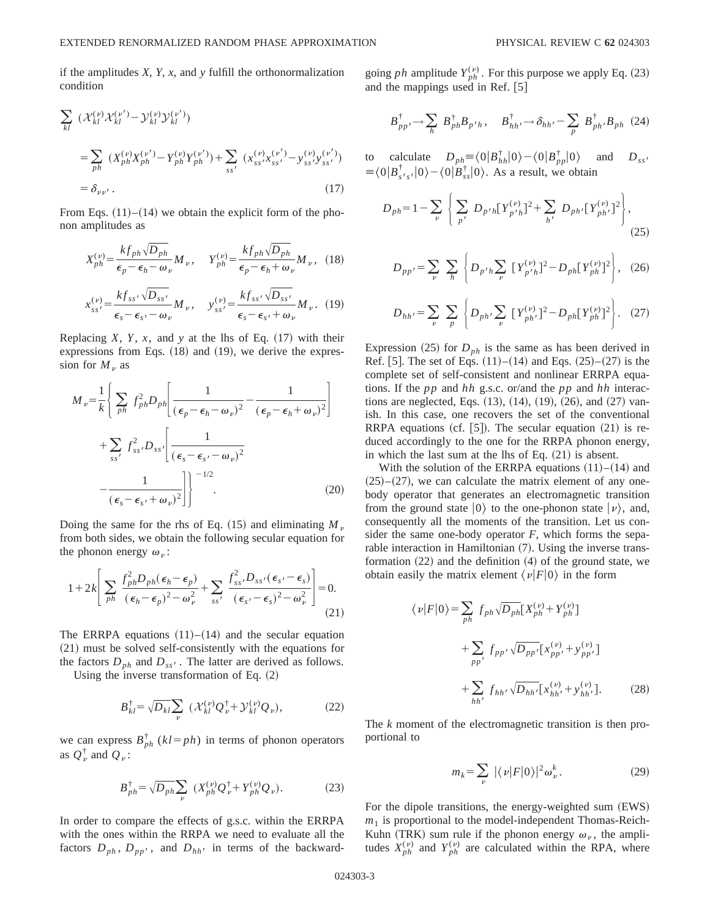if the amplitudes $X$, $Y$, $x$, and $y$ fulfill the orthonormalization condition

$$\sum_{kl} (\mathcal{X}_{kl}^{(\nu)}\mathcal{X}_{kl}^{(\nu')}-\mathcal{Y}_{kl}^{(\nu)}\mathcal{Y}_{kl}^{(\nu')})$$
$$=\sum_{ph} (X_{ph}^{(\nu)}X_{ph}^{(\nu')}-Y_{ph}^{(\nu)}Y_{ph}^{(\nu')})+\sum_{ss'} (x_{ss'}^{(\nu)}x_{ss'}^{(\nu')}-y_{ss'}^{(\nu)}y_{ss'}^{(\nu')})$$
$$=\delta_{\nu\nu'}. \tag{17}$$

From Eqs. (11)–(14) we obtain the explicit form of the phonon amplitudes as

$$X_{ph}^{(\nu)}=\frac{kf_{ph}\sqrt{D_{ph}}}{\epsilon_p-\epsilon_h-\omega_\nu}M_\nu, \quad Y_{ph}^{(\nu)}=\frac{kf_{ph}\sqrt{D_{ph}}}{\epsilon_p-\epsilon_h+\omega_\nu}M_\nu, \tag{18}$$

$$x_{ss'}^{(\nu)}=\frac{kf_{ss'}\sqrt{D_{ss'}}}{\epsilon_s-\epsilon_{s'}-\omega_\nu}M_\nu, \quad y_{ss'}^{(\nu)}=\frac{kf_{ss'}\sqrt{D_{ss'}}}{\epsilon_s-\epsilon_{s'}+\omega_\nu}M_\nu. \tag{19}$$

Replacing $X$, $Y$, $x$, and $y$ at the lhs of Eq. (17) with their expressions from Eqs. (18) and (19), we derive the expression for $M_\nu$ as

$$M_\nu=\frac{1}{k}\left\{\sum_{ph} f_{ph}^2 D_{ph}\left[\frac{1}{(\epsilon_p-\epsilon_h-\omega_\nu)^2}-\frac{1}{(\epsilon_p-\epsilon_h+\omega_\nu)^2}\right]+\sum_{ss'} f_{ss'}^2 D_{ss'}\left[\frac{1}{(\epsilon_s-\epsilon_{s'}-\omega_\nu)^2}-\frac{1}{(\epsilon_s-\epsilon_{s'}+\omega_\nu)^2}\right]\right\}^{-1/2}. \tag{20}$$

Doing the same for the rhs of Eq. (15) and eliminating $M_\nu$ from both sides, we obtain the following secular equation for the phonon energy $\omega_\nu$:

$$1+2k\left[\sum_{ph}\frac{f_{ph}^2D_{ph}(\epsilon_h-\epsilon_p)}{(\epsilon_h-\epsilon_p)^2-\omega_\nu^2}+\sum_{ss'}\frac{f_{ss'}^2D_{ss'}(\epsilon_{s'}-\epsilon_s)}{(\epsilon_{s'}-\epsilon_s)^2-\omega_\nu^2}\right]=0. \tag{21}$$

The ERRPA equations (11)–(14) and the secular equation (21) must be solved self-consistently with the equations for the factors $D_{ph}$ and $D_{ss'}$. The latter are derived as follows.

Using the inverse transformation of Eq. (2)

$$B_{kl}^\dagger=\sqrt{D_{kl}}\sum_\nu (\mathcal{X}_{kl}^{(\nu)}Q_\nu^\dagger+\mathcal{Y}_{kl}^{(\nu)}Q_\nu), \tag{22}$$

we can express $B_{ph}^\dagger$ ($kl=ph$) in terms of phonon operators as $Q_\nu^\dagger$ and $Q_\nu$:

$$B_{ph}^\dagger=\sqrt{D_{ph}}\sum_\nu (X_{ph}^{(\nu)}Q_\nu^\dagger+Y_{ph}^{(\nu)}Q_\nu). \tag{23}$$

In order to compare the effects of g.s.c. within the ERRPA with the ones within the RRPA we need to evaluate all the factors $D_{ph}$, $D_{pp'}$, and $D_{hh'}$ in terms of the backward-going $ph$ amplitude $Y_{ph}^{(\nu)}$. For this purpose we apply Eq. (23) and the mappings used in Ref. [5]

$$B_{pp'}^\dagger\to\sum_h B_{ph}^\dagger B_{p'h}, \quad B_{hh'}^\dagger\to\delta_{hh'}-\sum_p B_{ph'}^\dagger B_{ph} \tag{24}$$

to calculate $D_{ph}\equiv\langle 0|B_{hh}^\dagger|0\rangle-\langle 0|B_{pp}^\dagger|0\rangle$ and $D_{ss'}\equiv\langle 0|B_{s's'}^\dagger|0\rangle-\langle 0|B_{ss}^\dagger|0\rangle$. As a result, we obtain

$$D_{ph}=1-\sum_\nu\left\{\sum_{p'} D_{p'h}[Y_{p'h}^{(\nu)}]^2+\sum_{h'} D_{ph'}[Y_{ph'}^{(\nu)}]^2\right\}, \tag{25}$$

$$D_{pp'}=\sum_\nu\sum_h\left\{D_{p'h}\sum_\nu [Y_{p'h}^{(\nu)}]^2-D_{ph}[Y_{ph}^{(\nu)}]^2\right\}, \tag{26}$$

$$D_{hh'}=\sum_\nu\sum_p\left\{D_{ph'}\sum_\nu [Y_{ph'}^{(\nu)}]^2-D_{ph}[Y_{ph}^{(\nu)}]^2\right\}. \tag{27}$$

Expression (25) for $D_{ph}$ is the same as has been derived in Ref. [5]. The set of Eqs. (11)–(14) and Eqs. (25)–(27) is the complete set of self-consistent and nonlinear ERRPA equations. If the $pp$ and $hh$ g.s.c. or/and the $pp$ and $hh$ interactions are neglected, Eqs. (13), (14), (19), (26), and (27) vanish. In this case, one recovers the set of the conventional RRPA equations (cf. [5]). The secular equation (21) is reduced accordingly to the one for the RRPA phonon energy, in which the last sum at the lhs of Eq. (21) is absent.

With the solution of the ERRPA equations (11)–(14) and (25)–(27), we can calculate the matrix element of any one-body operator that generates an electromagnetic transition from the ground state $|0\rangle$ to the one-phonon state $|\nu\rangle$, and, consequently all the moments of the transition. Let us consider the same one-body operator $F$, which forms the separable interaction in Hamiltonian (7). Using the inverse transformation (22) and the definition (4) of the ground state, we obtain easily the matrix element $\langle\nu|F|0\rangle$ in the form

$$\langle\nu|F|0\rangle=\sum_{ph} f_{ph}\sqrt{D_{ph}}[X_{ph}^{(\nu)}+Y_{ph}^{(\nu)}]+\sum_{pp'} f_{pp'}\sqrt{D_{pp'}}[x_{pp'}^{(\nu)}+y_{pp'}^{(\nu)}]+\sum_{hh'} f_{hh'}\sqrt{D_{hh'}}[x_{hh'}^{(\nu)}+y_{hh'}^{(\nu)}]. \tag{28}$$

The $k$ moment of the electromagnetic transition is then proportional to

$$m_k=\sum_\nu |\langle\nu|F|0\rangle|^2\omega_\nu^k. \tag{29}$$

For the dipole transitions, the energy-weighted sum (EWS) $m_1$ is proportional to the model-independent Thomas-Reich-Kuhn (TRK) sum rule if the phonon energy $\omega_\nu$, the amplitudes $X_{ph}^{(\nu)}$ and $Y_{ph}^{(\nu)}$ are calculated within the RPA, where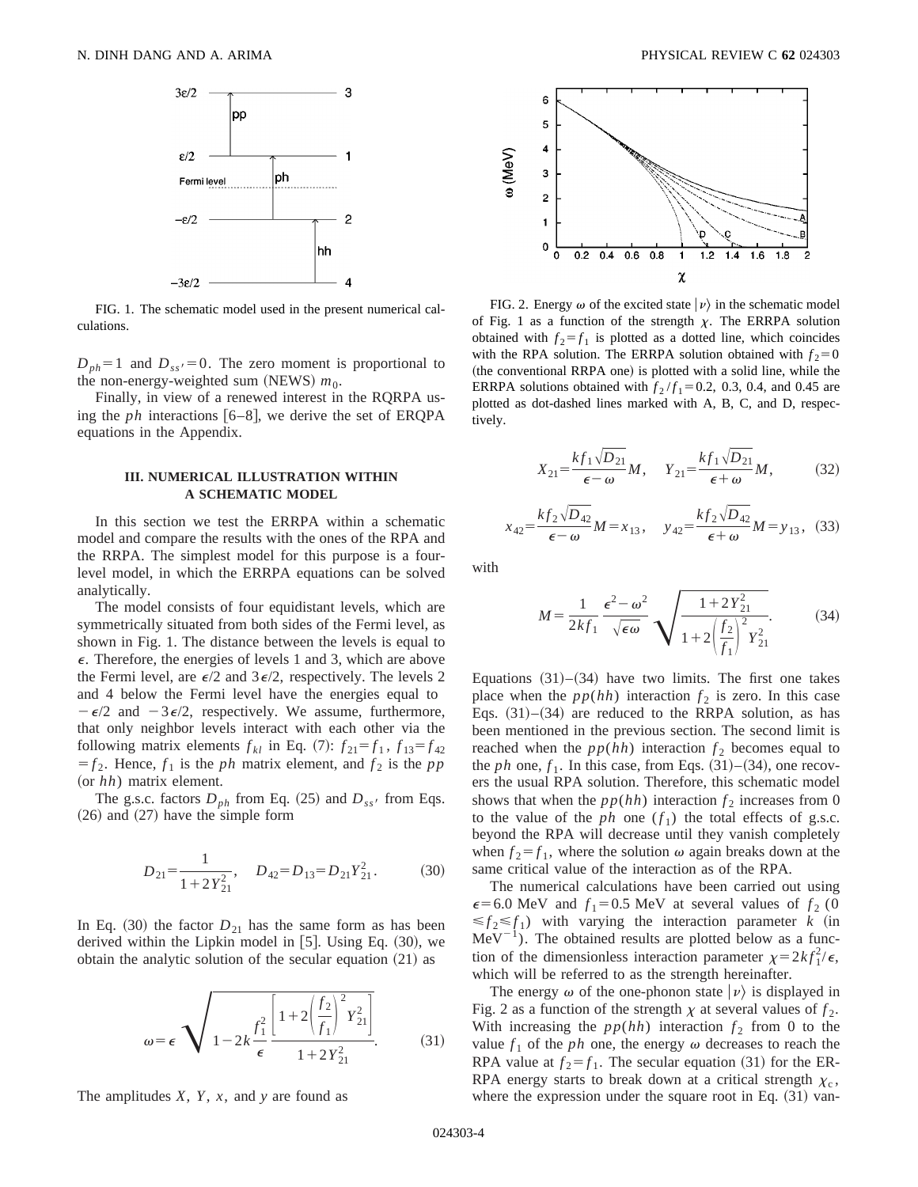FIG. 1. The schematic model used in the present numerical calculations.

$D_{ph}=1$ and $D_{ss'}=0$. The zero moment is proportional to the non-energy-weighted sum (NEWS) $m_0$.

Finally, in view of a renewed interest in the RQRPA using the $ph$ interactions [6–8], we derive the set of ERQPA equations in the Appendix.

### III. NUMERICAL ILLUSTRATION WITHIN A SCHEMATIC MODEL

In this section we test the ERRPA within a schematic model and compare the results with the ones of the RPA and the RRPA. The simplest model for this purpose is a four-level model, in which the ERRPA equations can be solved analytically.

The model consists of four equidistant levels, which are symmetrically situated from both sides of the Fermi level, as shown in Fig. 1. The distance between the levels is equal to $\epsilon$. Therefore, the energies of levels 1 and 3, which are above the Fermi level, are $\epsilon/2$ and $3\epsilon/2$, respectively. The levels 2 and 4 below the Fermi level have the energies equal to $-\epsilon/2$ and $-3\epsilon/2$, respectively. We assume, furthermore, that only neighbor levels interact with each other via the following matrix elements $f_{kl}$ in Eq. (7): $f_{21}=f_1$, $f_{13}=f_{42}=f_2$. Hence, $f_1$ is the $ph$ matrix element, and $f_2$ is the $pp$ (or $hh$) matrix element.

The g.s.c. factors $D_{ph}$ from Eq. (25) and $D_{ss'}$ from Eqs. (26) and (27) have the simple form

$$D_{21}=\frac{1}{1+2Y_{21}^2}, \quad D_{42}=D_{13}=D_{21}Y_{21}^2. \tag{30}$$

In Eq. (30) the factor $D_{21}$ has the same form as has been derived within the Lipkin model in [5]. Using Eq. (30), we obtain the analytic solution of the secular equation (21) as

$$\omega=\epsilon\sqrt{1-2k\frac{f_1^2}{\epsilon}\frac{\left[1+2\left(\frac{f_2}{f_1}\right)^2Y_{21}^2\right]}{1+2Y_{21}^2}}. \tag{31}$$

The amplitudes $X$, $Y$, $x$, and $y$ are found as

FIG. 2. Energy $\omega$ of the excited state $|\nu\rangle$ in the schematic model of Fig. 1 as a function of the strength $\chi$. The ERRPA solution obtained with $f_2=f_1$ is plotted as a dotted line, which coincides with the RPA solution. The ERRPA solution obtained with $f_2=0$ (the conventional RRPA one) is plotted with a solid line, while the ERRPA solutions obtained with $f_2/f_1=0.2$, 0.3, 0.4, and 0.45 are plotted as dot-dashed lines marked with A, B, C, and D, respectively.

$$X_{21}=\frac{kf_1\sqrt{D_{21}}}{\epsilon-\omega}M, \quad Y_{21}=\frac{kf_1\sqrt{D_{21}}}{\epsilon+\omega}M, \tag{32}$$

$$x_{42}=\frac{kf_2\sqrt{D_{42}}}{\epsilon-\omega}M=x_{13}, \quad y_{42}=\frac{kf_2\sqrt{D_{42}}}{\epsilon+\omega}M=y_{13}, \tag{33}$$

with

$$M=\frac{1}{2kf_1}\frac{\epsilon^2-\omega^2}{\sqrt{\epsilon\omega}}\sqrt{\frac{1+2Y_{21}^2}{1+2\left(\frac{f_2}{f_1}\right)^2Y_{21}^2}}. \tag{34}$$

Equations (31)–(34) have two limits. The first one takes place when the $pp(hh)$ interaction $f_2$ is zero. In this case Eqs. (31)–(34) are reduced to the RRPA solution, as has been mentioned in the previous section. The second limit is reached when the $pp(hh)$ interaction $f_2$ becomes equal to the $ph$ one, $f_1$. In this case, from Eqs. (31)–(34), one recovers the usual RPA solution. Therefore, this schematic model shows that when the $pp(hh)$ interaction $f_2$ increases from 0 to the value of the $ph$ one ($f_1$) the total effects of g.s.c. beyond the RPA will decrease until they vanish completely when $f_2=f_1$, where the solution $\omega$ again breaks down at the same critical value of the interaction as of the RPA.

The numerical calculations have been carried out using $\epsilon=6.0$ MeV and $f_1=0.5$ MeV at several values of $f_2$ ($0\leq f_2\leq f_1$) with varying the interaction parameter $k$ (in MeV$^{-1}$). The obtained results are plotted below as a function of the dimensionless interaction parameter $\chi=2kf_1^2/\epsilon$, which will be referred to as the strength hereinafter.

The energy $\omega$ of the one-phonon state $|\nu\rangle$ is displayed in Fig. 2 as a function of the strength $\chi$ at several values of $f_2$. With increasing the $pp(hh)$ interaction $f_2$ from 0 to the value $f_1$ of the $ph$ one, the energy $\omega$ decreases to reach the RPA value at $f_2=f_1$. The secular equation (31) for the ERRPA energy starts to break down at a critical strength $\chi_c$, where the expression under the square root in Eq. (31) van-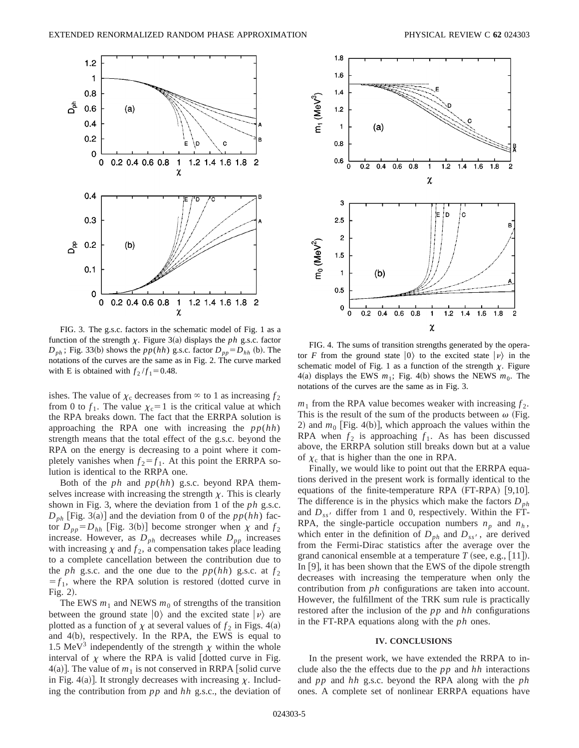FIG. 3. The g.s.c. factors in the schematic model of Fig. 1 as a function of the strength $\chi$. Figure 3(a) displays the $ph$ g.s.c. factor $D_{ph}$; Fig. 33(b) shows the $pp(hh)$ g.s.c. factor $D_{pp}=D_{hh}$ (b). The notations of the curves are the same as in Fig. 2. The curve marked with E is obtained with $f_2/f_1=0.48$.

FIG. 4. The sums of transition strengths generated by the operator $F$ from the ground state $|0\rangle$ to the excited state $|\nu\rangle$ in the schematic model of Fig. 1 as a function of the strength $\chi$. Figure 4(a) displays the EWS $m_1$; Fig. 4(b) shows the NEWS $m_0$. The notations of the curves are the same as in Fig. 3.

ishes. The value of $\chi_c$ decreases from $\infty$ to 1 as increasing $f_2$ from 0 to $f_1$. The value $\chi_c=1$ is the critical value at which the RPA breaks down. The fact that the ERRPA solution is approaching the RPA one with increasing the $pp(hh)$ strength means that the total effect of the g.s.c. beyond the RPA on the energy is decreasing to a point where it completely vanishes when $f_2=f_1$. At this point the ERRPA solution is identical to the RRPA one.

Both of the $ph$ and $pp(hh)$ g.s.c. beyond RPA themselves increase with increasing the strength $\chi$. This is clearly shown in Fig. 3, where the deviation from 1 of the $ph$ g.s.c. $D_{ph}$ [Fig. 3(a)] and the deviation from 0 of the $pp(hh)$ factor $D_{pp}=D_{hh}$ [Fig. 3(b)] become stronger when $\chi$ and $f_2$ increase. However, as $D_{ph}$ decreases while $D_{pp}$ increases with increasing $\chi$ and $f_2$, a compensation takes place leading to a complete cancellation between the contribution due to the $ph$ g.s.c. and the one due to the $pp(hh)$ g.s.c. at $f_2=f_1$, where the RPA solution is restored (dotted curve in Fig. 2).

The EWS $m_1$ and NEWS $m_0$ of strengths of the transition between the ground state $|0\rangle$ and the excited state $|\nu\rangle$ are plotted as a function of $\chi$ at several values of $f_2$ in Figs. 4(a) and 4(b), respectively. In the RPA, the EWS is equal to 1.5 MeV$^3$ independently of the strength $\chi$ within the whole interval of $\chi$ where the RPA is valid [dotted curve in Fig. 4(a)]. The value of $m_1$ is not conserved in RRPA [solid curve in Fig. 4(a)]. It strongly decreases with increasing $\chi$. Including the contribution from $pp$ and $hh$ g.s.c., the deviation of $m_1$ from the RPA value becomes weaker with increasing $f_2$. This is the result of the sum of the products between $\omega$ (Fig. 2) and $m_0$ [Fig. 4(b)], which approach the values within the RPA when $f_2$ is approaching $f_1$. As has been discussed above, the ERRPA solution still breaks down but at a value of $\chi_c$ that is higher than the one in RPA.

Finally, we would like to point out that the ERRPA equations derived in the present work is formally identical to the equations of the finite-temperature RPA (FT-RPA) [9,10]. The difference is in the physics which make the factors $D_{ph}$ and $D_{ss'}$ differ from 1 and 0, respectively. Within the FT-RPA, the single-particle occupation numbers $n_p$ and $n_h$, which enter in the definition of $D_{ph}$ and $D_{ss'}$, are derived from the Fermi-Dirac statistics after the average over the grand canonical ensemble at a temperature $T$ (see, e.g., [11]). In [9], it has been shown that the EWS of the dipole strength decreases with increasing the temperature when only the contribution from $ph$ configurations are taken into account. However, the fulfillment of the TRK sum rule is practically restored after the inclusion of the $pp$ and $hh$ configurations in the FT-RPA equations along with the $ph$ ones.

## IV. CONCLUSIONS

In the present work, we have extended the RRPA to include also the the effects due to the $pp$ and $hh$ interactions and $pp$ and $hh$ g.s.c. beyond the RPA along with the $ph$ ones. A complete set of nonlinear ERRPA equations have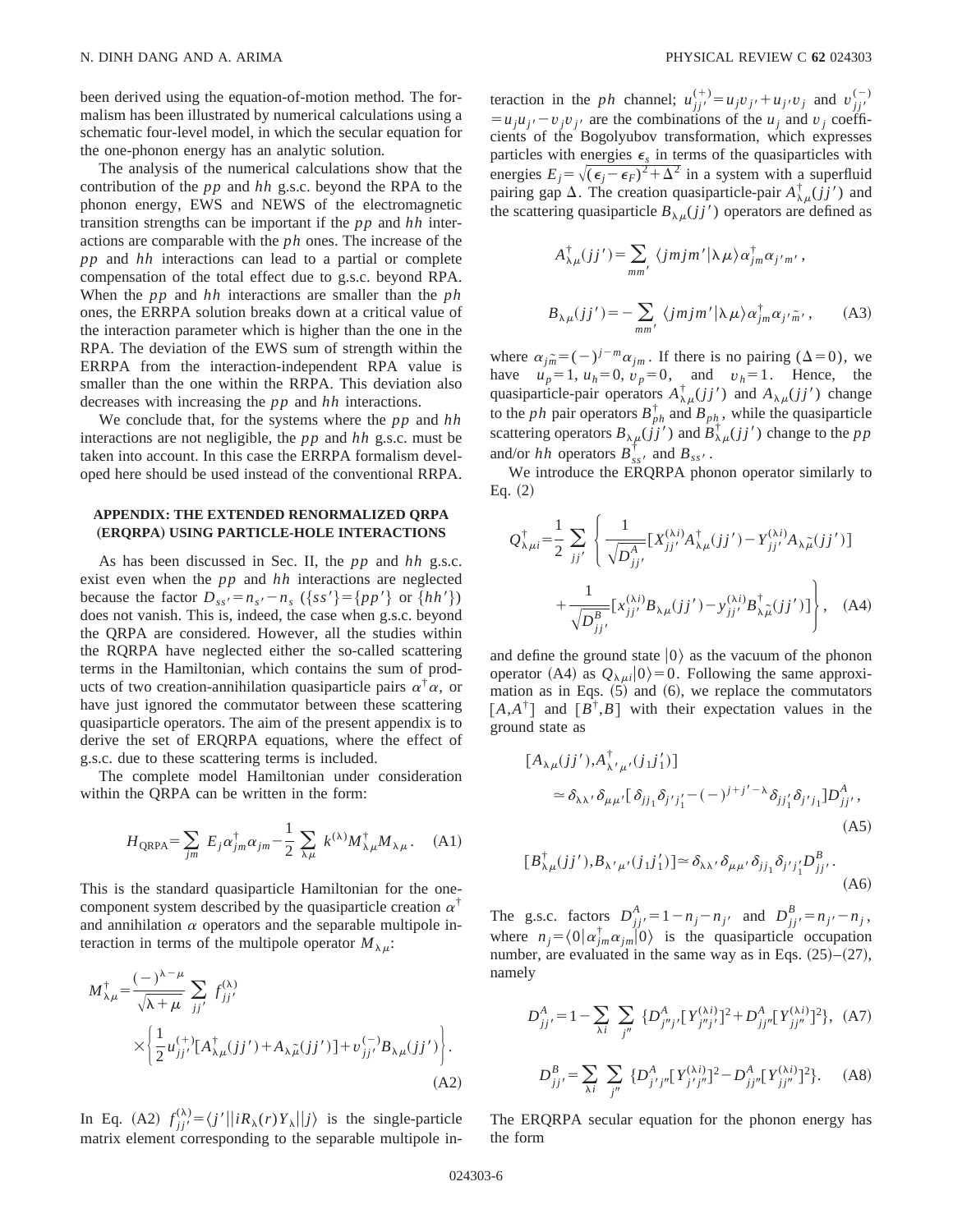been derived using the equation-of-motion method. The formalism has been illustrated by numerical calculations using a schematic four-level model, in which the secular equation for the one-phonon energy has an analytic solution.

The analysis of the numerical calculations show that the contribution of the $pp$ and $hh$ g.s.c. beyond the RPA to the phonon energy, EWS and NEWS of the electromagnetic transition strengths can be important if the $pp$ and $hh$ interactions are comparable with the $ph$ ones. The increase of the $pp$ and $hh$ interactions can lead to a partial or complete compensation of the total effect due to g.s.c. beyond RPA. When the $pp$ and $hh$ interactions are smaller than the $ph$ ones, the ERRPA solution breaks down at a critical value of the interaction parameter which is higher than the one in the RPA. The deviation of the EWS sum of strength within the ERRPA from the interaction-independent RPA value is smaller than the one within the RRPA. This deviation also decreases with increasing the $pp$ and $hh$ interactions.

We conclude that, for the systems where the $pp$ and $hh$ interactions are not negligible, the $pp$ and $hh$ g.s.c. must be taken into account. In this case the ERRPA formalism developed here should be used instead of the conventional RRPA.

## APPENDIX: THE EXTENDED RENORMALIZED QRPA (ERQRPA) USING PARTICLE-HOLE INTERACTIONS

As has been discussed in Sec. II, the $pp$ and $hh$ g.s.c. exist even when the $pp$ and $hh$ interactions are neglected because the factor $D_{ss'}=n_{s'}-n_s$ ($\{ss'\}=\{pp'\}$ or $\{hh'\}$) does not vanish. This is, indeed, the case when g.s.c. beyond the QRPA are considered. However, all the studies within the RQRPA have neglected either the so-called scattering terms in the Hamiltonian, which contains the sum of products of two creation-annihilation quasiparticle pairs $\alpha^\dagger\alpha$, or have just ignored the commutator between these scattering quasiparticle operators. The aim of the present appendix is to derive the set of ERQRPA equations, where the effect of g.s.c. due to these scattering terms is included.

The complete model Hamiltonian under consideration within the QRPA can be written in the form:

$$H_{\rm QRPA}=\sum_{jm} E_j\alpha^\dagger_{jm}\alpha_{jm}-\frac{1}{2}\sum_{\lambda\mu} k^{(\lambda)}M^\dagger_{\lambda\mu}M_{\lambda\mu}. \quad \text{(A1)}$$

This is the standard quasiparticle Hamiltonian for the one-component system described by the quasiparticle creation $\alpha^\dagger$ and annihilation $\alpha$ operators and the separable multipole interaction in terms of the multipole operator $M_{\lambda\mu}$:

$$M^\dagger_{\lambda\mu}=\frac{(-)^{\lambda-\mu}}{\sqrt{\lambda+\mu}}\sum_{jj'} f^{(\lambda)}_{jj'} \times\left\{\frac{1}{2}u^{(+)}_{jj'}[A^\dagger_{\lambda\mu}(jj')+A_{\lambda\tilde{\mu}}(jj')]+v^{(-)}_{jj'}B_{\lambda\mu}(jj')\right\}. \quad \text{(A2)}$$

In Eq. (A2) $f^{(\lambda)}_{jj'}=\langle j'||iR_\lambda(r)Y_\lambda||j\rangle$ is the single-particle matrix element corresponding to the separable multipole interaction in the $ph$ channel; $u^{(+)}_{jj'}=u_jv_{j'}+u_{j'}v_j$ and $v^{(-)}_{jj'}=u_ju_{j'}-v_jv_{j'}$ are the combinations of the $u_j$ and $v_j$ coefficients of the Bogolyubov transformation, which expresses particles with energies $\epsilon_s$ in terms of the quasiparticles with energies $E_j=\sqrt{(\epsilon_j-\epsilon_F)^2+\Delta^2}$ in a system with a superfluid pairing gap $\Delta$. The creation quasiparticle-pair $A^\dagger_{\lambda\mu}(jj')$ and the scattering quasiparticle $B_{\lambda\mu}(jj')$ operators are defined as

$$A^\dagger_{\lambda\mu}(jj')=\sum_{mm'}\langle jmj'm'|\lambda\mu\rangle\alpha^\dagger_{jm}\alpha^\dagger_{j'm'},$$

$$B_{\lambda\mu}(jj')=-\sum_{mm'}\langle jmj'm'|\lambda\mu\rangle\alpha^\dagger_{jm}\alpha_{j'\tilde{m}'}, \quad \text{(A3)}$$

where $\alpha_{j\tilde{m}}=(-)^{j-m}\alpha_{jm}$. If there is no pairing ($\Delta=0$), we have $u_p=1$, $u_h=0$, $v_p=0$, and $v_h=1$. Hence, the quasiparticle-pair operators $A^\dagger_{\lambda\mu}(jj')$ and $A_{\lambda\mu}(jj')$ change to the $ph$ pair operators $B^\dagger_{ph}$ and $B_{ph}$, while the quasiparticle scattering operators $B_{\lambda\mu}(jj')$ and $B^\dagger_{\lambda\mu}(jj')$ change to the $pp$ and/or $hh$ operators $B^\dagger_{ss'}$ and $B_{ss'}$.

We introduce the ERQRPA phonon operator similarly to Eq. (2)

$$Q^\dagger_{\lambda\mu i}=\frac{1}{2}\sum_{jj'}\left\{\frac{1}{\sqrt{D^A_{jj'}}}[X^{(\lambda i)}_{jj'}A^\dagger_{\lambda\mu}(jj')-Y^{(\lambda i)}_{jj'}A_{\lambda\tilde{\mu}}(jj')] +\frac{1}{\sqrt{D^B_{jj'}}}[x^{(\lambda i)}_{jj'}B_{\lambda\mu}(jj')-y^{(\lambda i)}_{jj'}B^\dagger_{\lambda\tilde{\mu}}(jj')]\right\}, \quad \text{(A4)}$$

and define the ground state $|0\rangle$ as the vacuum of the phonon operator (A4) as $Q_{\lambda\mu i}|0\rangle=0$. Following the same approximation as in Eqs. (5) and (6), we replace the commutators $[A,A^\dagger]$ and $[B^\dagger,B]$ with their expectation values in the ground state as

$$[A_{\lambda\mu}(jj'),A^\dagger_{\lambda'\mu'}(j_1j_1')] \simeq\delta_{\lambda\lambda'}\delta_{\mu\mu'}[\delta_{jj_1}\delta_{j'j_1'}-(-)^{j+j'-\lambda}\delta_{jj_1'}\delta_{j'j_1}]D^A_{jj'}, \quad \text{(A5)}$$

$$[B^\dagger_{\lambda\mu}(jj'),B_{\lambda'\mu'}(j_1j_1')]\simeq\delta_{\lambda\lambda'}\delta_{\mu\mu'}\delta_{jj_1}\delta_{j'j_1'}D^B_{jj'}. \quad \text{(A6)}$$

The g.s.c. factors $D^A_{jj'}=1-n_j-n_{j'}$ and $D^B_{jj'}=n_{j'}-n_j$, where $n_j=\langle 0|\alpha^\dagger_{jm}\alpha_{jm}|0\rangle$ is the quasiparticle occupation number, are evaluated in the same way as in Eqs. (25)–(27), namely

$$D^A_{jj'}=1-\sum_{\lambda i}\sum_{j''}\{D^A_{j''j'}[Y^{(\lambda i)}_{j''j'}]^2+D^A_{jj''}[Y^{(\lambda i)}_{jj''}]^2\}, \quad \text{(A7)}$$

$$D^B_{jj'}=\sum_{\lambda i}\sum_{j''}\{D^A_{j'j''}[Y^{(\lambda i)}_{j'j''}]^2-D^A_{jj''}[Y^{(\lambda i)}_{jj''}]^2\}. \quad \text{(A8)}$$

The ERQRPA secular equation for the phonon energy has the form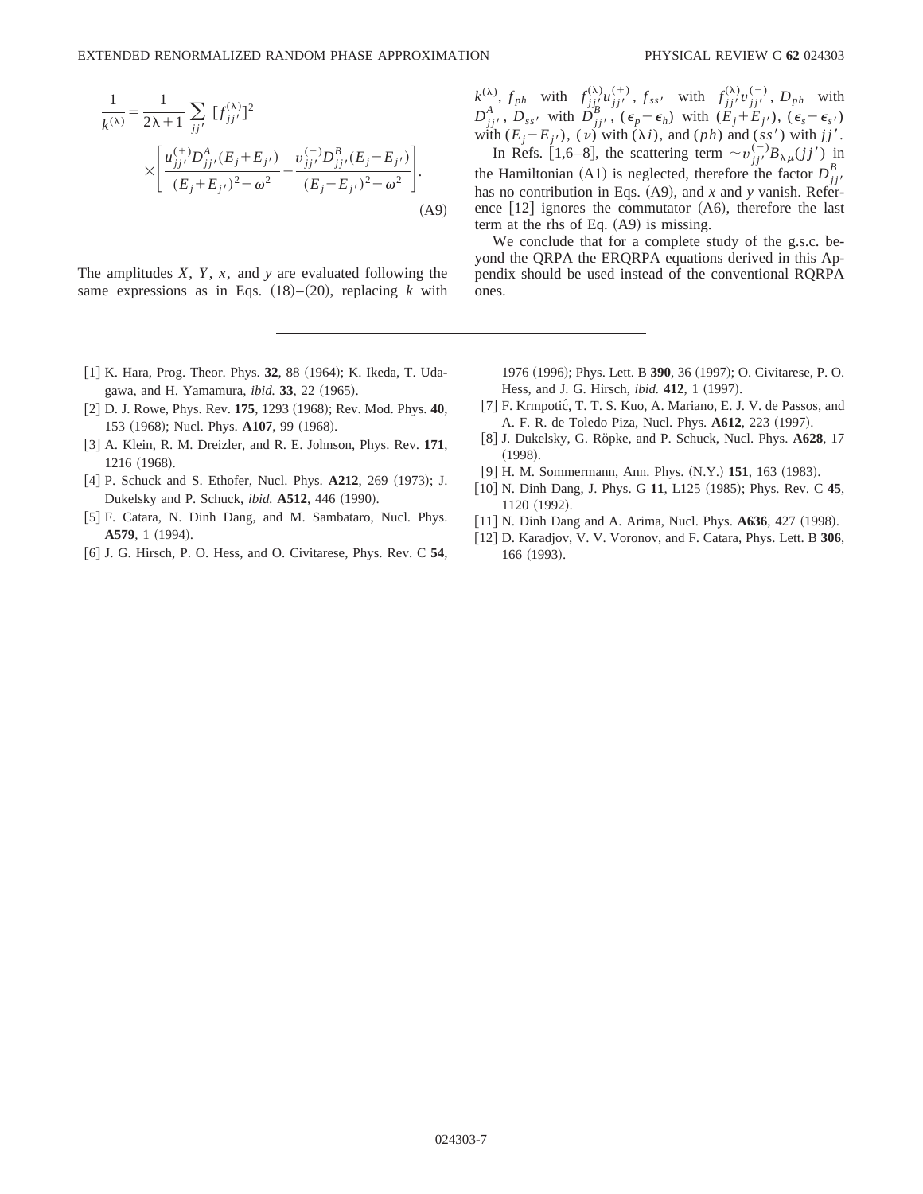$$\frac{1}{k^{(\lambda)}}=\frac{1}{2\lambda+1}\sum_{jj'}[f_{jj'}^{(\lambda)}]^2\times\left[\frac{u_{jj'}^{(+)}D_{jj'}^{A}(E_j+E_{j'})}{(E_j+E_{j'})^2-\omega^2}-\frac{v_{jj'}^{(-)}D_{jj'}^{B}(E_j-E_{j'})}{(E_j-E_{j'})^2-\omega^2}\right].\tag{A9}$$

The amplitudes $X$, $Y$, $x$, and $y$ are evaluated following the same expressions as in Eqs. (18)–(20), replacing $k$ with $k^{(\lambda)}$, $f_{ph}$ with $f_{jj'}^{(\lambda)}u_{jj'}^{(+)}$, $f_{ss'}$ with $f_{jj'}^{(\lambda)}v_{jj'}^{(-)}$, $D_{ph}$ with $D_{jj'}^{A}$, $D_{ss'}$ with $D_{jj'}^{B}$, $(\epsilon_p-\epsilon_h)$ with $(E_j+E_{j'})$, $(\epsilon_s-\epsilon_{s'})$ with $(E_j-E_{j'})$, $(\nu)$ with $(\lambda i)$, and $(ph)$ and $(ss')$ with $jj'$.

In Refs. [1,6–8], the scattering term $\sim v_{jj'}^{(-)}B_{\lambda\mu}(jj')$ in the Hamiltonian (A1) is neglected, therefore the factor $D_{jj'}^{B}$ has no contribution in Eqs. (A9), and $x$ and $y$ vanish. Reference [12] ignores the commutator (A6), therefore the last term at the rhs of Eq. (A9) is missing.

We conclude that for a complete study of the g.s.c. beyond the QRPA the ERQRPA equations derived in this Appendix should be used instead of the conventional RQRPA ones.

---

[1] K. Hara, Prog. Theor. Phys. **32**, 88 (1964); K. Ikeda, T. Udagawa, and H. Yamamura, *ibid.* **33**, 22 (1965).

[2] D. J. Rowe, Phys. Rev. **175**, 1293 (1968); Rev. Mod. Phys. **40**, 153 (1968); Nucl. Phys. **A107**, 99 (1968).

[3] A. Klein, R. M. Dreizler, and R. E. Johnson, Phys. Rev. **171**, 1216 (1968).

[4] P. Schuck and S. Ethofer, Nucl. Phys. **A212**, 269 (1973); J. Dukelsky and P. Schuck, *ibid.* **A512**, 446 (1990).

[5] F. Catara, N. Dinh Dang, and M. Sambataro, Nucl. Phys. **A579**, 1 (1994).

[6] J. G. Hirsch, P. O. Hess, and O. Civitarese, Phys. Rev. C **54**, 1976 (1996); Phys. Lett. B **390**, 36 (1997); O. Civitarese, P. O. Hess, and J. G. Hirsch, *ibid.* **412**, 1 (1997).

[7] F. Krmpotić, T. T. S. Kuo, A. Mariano, E. J. V. de Passos, and A. F. R. de Toledo Piza, Nucl. Phys. **A612**, 223 (1997).

[8] J. Dukelsky, G. Röpke, and P. Schuck, Nucl. Phys. **A628**, 17 (1998).

[9] H. M. Sommermann, Ann. Phys. (N.Y.) **151**, 163 (1983).

[10] N. Dinh Dang, J. Phys. G **11**, L125 (1985); Phys. Rev. C **45**, 1120 (1992).

[11] N. Dinh Dang and A. Arima, Nucl. Phys. **A636**, 427 (1998).

[12] D. Karadjov, V. V. Voronov, and F. Catara, Phys. Lett. B **306**, 166 (1993).